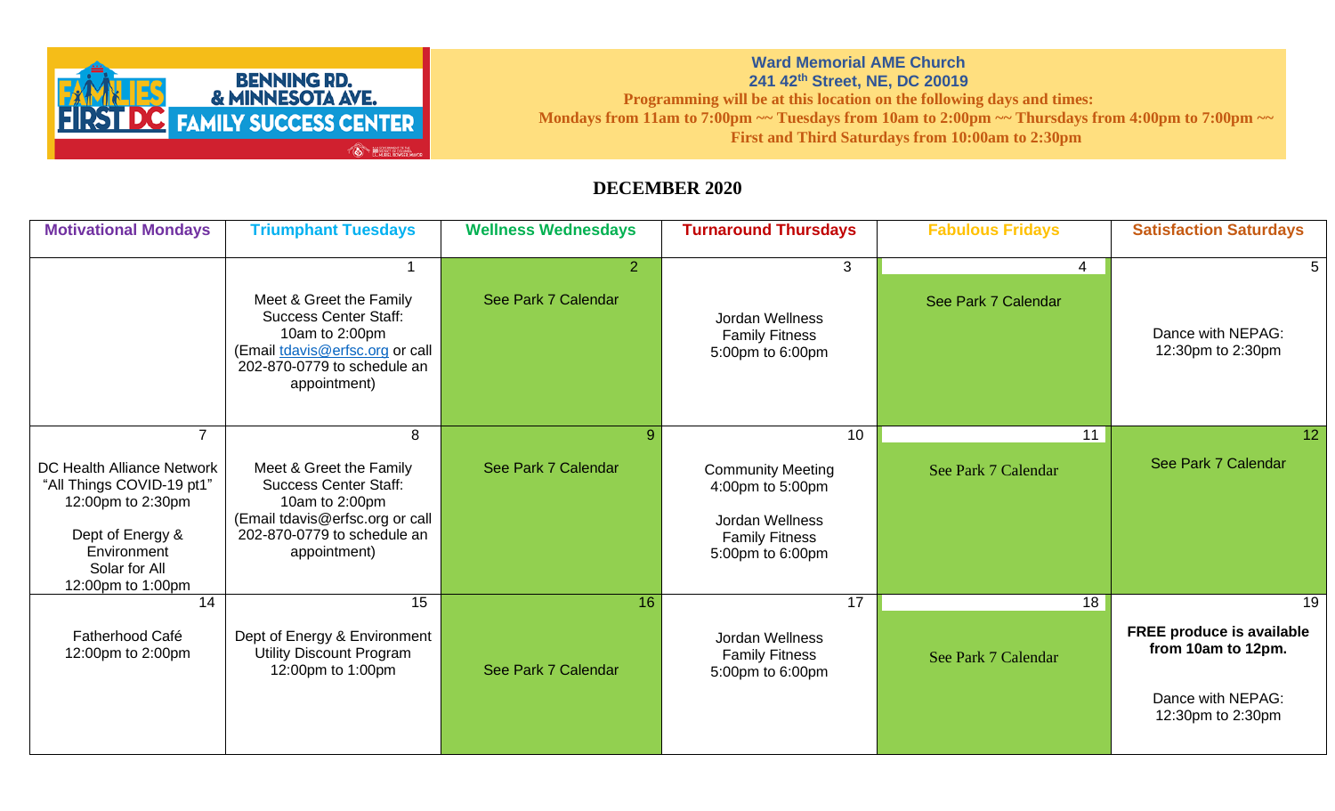BENNING RD. & MINNESOTA AVE. FAMILY SUCCESS CENTER

**Ward Memorial AME Church**
**241 42nd Street, NE, DC 20019**
**Programming will be at this location on the following days and times:**
**Mondays from 11am to 7:00pm ~~ Tuesdays from 10am to 2:00pm ~~ Thursdays from 4:00pm to 7:00pm ~~**
**First and Third Saturdays from 10:00am to 2:30pm**

## DECEMBER 2020

| Motivational Mondays | Triumphant Tuesdays | Wellness Wednesdays | Turnaround Thursdays | Fabulous Fridays | Satisfaction Saturdays |
|---|---|---|---|---|---|
| | 1<br>Meet & Greet the Family Success Center Staff: 10am to 2:00pm (Email tdavis@erfsc.org or call 202-870-0779 to schedule an appointment) | 2<br>See Park 7 Calendar | 3<br>Jordan Wellness Family Fitness 5:00pm to 6:00pm | 4<br>See Park 7 Calendar | 5<br>Dance with NEPAG: 12:30pm to 2:30pm |
| 7<br>DC Health Alliance Network "All Things COVID-19 pt1" 12:00pm to 2:30pm<br>Dept of Energy & Environment Solar for All 12:00pm to 1:00pm | 8<br>Meet & Greet the Family Success Center Staff: 10am to 2:00pm (Email tdavis@erfsc.org or call 202-870-0779 to schedule an appointment) | 9<br>See Park 7 Calendar | 10<br>Community Meeting 4:00pm to 5:00pm<br>Jordan Wellness Family Fitness 5:00pm to 6:00pm | 11<br>See Park 7 Calendar | 12<br>See Park 7 Calendar |
| 14<br>Fatherhood Café 12:00pm to 2:00pm | 15<br>Dept of Energy & Environment Utility Discount Program 12:00pm to 1:00pm | 16<br>See Park 7 Calendar | 17<br>Jordan Wellness Family Fitness 5:00pm to 6:00pm | 18<br>See Park 7 Calendar | 19<br>**FREE produce is available from 10am to 12pm.**<br>Dance with NEPAG: 12:30pm to 2:30pm |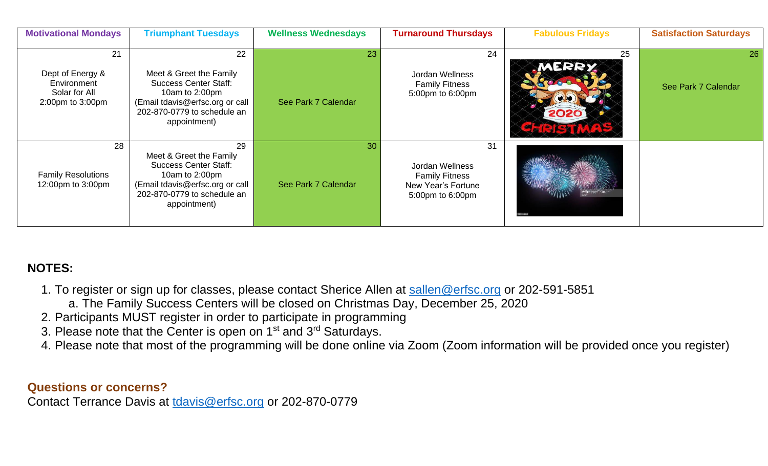| Motivational Mondays | Triumphant Tuesdays | Wellness Wednesdays | Turnaround Thursdays | Fabulous Fridays | Satisfaction Saturdays |
|---|---|---|---|---|---|
| 21<br>Dept of Energy & Environment<br>Solar for All<br>2:00pm to 3:00pm | 22<br>Meet & Greet the Family Success Center Staff:<br>10am to 2:00pm<br>(Email tdavis@erfsc.org or call 202-870-0779 to schedule an appointment) | 23<br>See Park 7 Calendar | 24<br>Jordan Wellness<br>Family Fitness<br>5:00pm to 6:00pm | 25 | 26<br>See Park 7 Calendar |
| 28<br>Family Resolutions<br>12:00pm to 3:00pm | 29<br>Meet & Greet the Family Success Center Staff:<br>10am to 2:00pm<br>(Email tdavis@erfsc.org or call 202-870-0779 to schedule an appointment) | 30<br>See Park 7 Calendar | 31<br>Jordan Wellness<br>Family Fitness<br>New Year's Fortune<br>5:00pm to 6:00pm | | |

**NOTES:**

1. To register or sign up for classes, please contact Sherice Allen at sallen@erfsc.org or 202-591-5851
   a. The Family Success Centers will be closed on Christmas Day, December 25, 2020
2. Participants MUST register in order to participate in programming
3. Please note that the Center is open on 1st and 3rd Saturdays.
4. Please note that most of the programming will be done online via Zoom (Zoom information will be provided once you register)

**Questions or concerns?**

Contact Terrance Davis at tdavis@erfsc.org or 202-870-0779